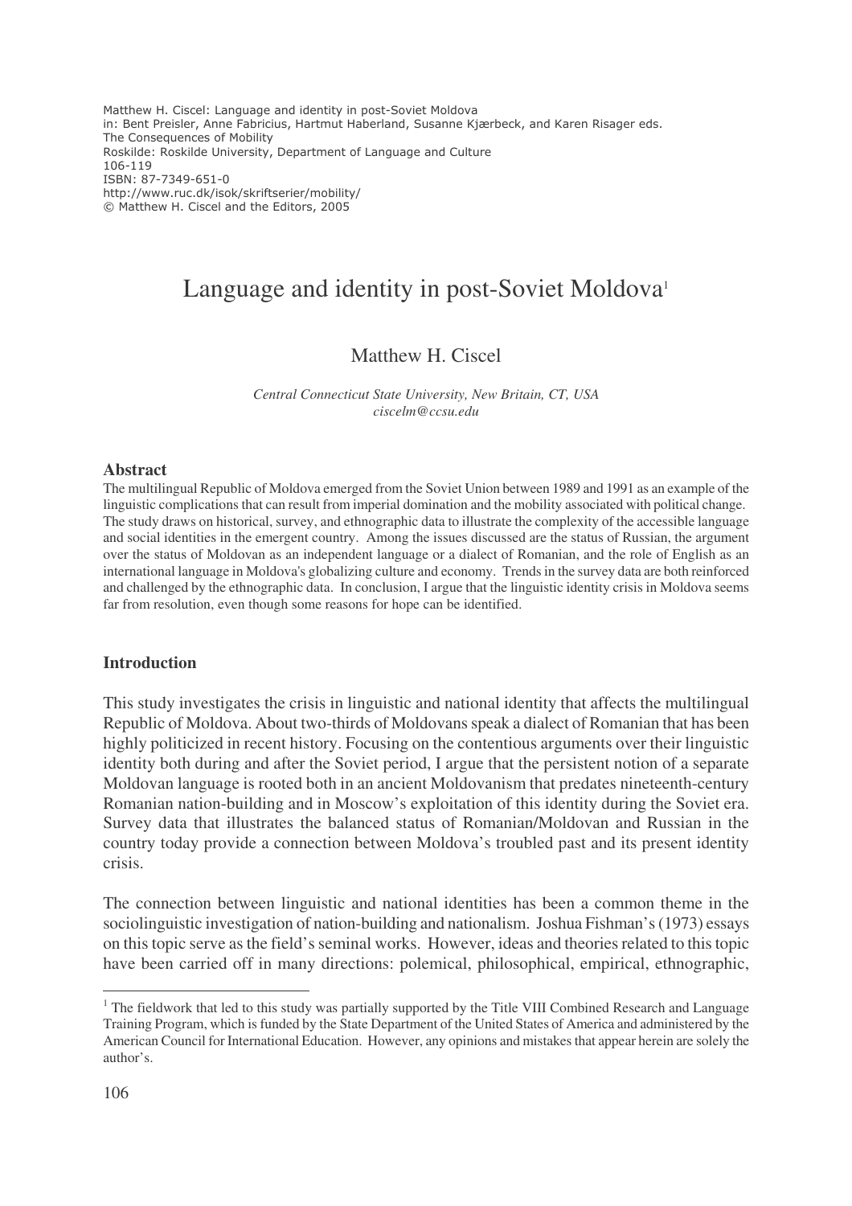Matthew H. Ciscel: Language and identity in post-Soviet Moldova
in: Bent Preisler, Anne Fabricius, Hartmut Haberland, Susanne Kjærbeck, and Karen Risager eds.
The Consequences of Mobility
Roskilde: Roskilde University, Department of Language and Culture
106-119
ISBN: 87-7349-651-0
http://www.ruc.dk/isok/skriftserier/mobility/
© Matthew H. Ciscel and the Editors, 2005

# Language and identity in post-Soviet Moldova[1]

Matthew H. Ciscel

*Central Connecticut State University, New Britain, CT, USA*
*ciscelm@ccsu.edu*

## Abstract

The multilingual Republic of Moldova emerged from the Soviet Union between 1989 and 1991 as an example of the linguistic complications that can result from imperial domination and the mobility associated with political change. The study draws on historical, survey, and ethnographic data to illustrate the complexity of the accessible language and social identities in the emergent country. Among the issues discussed are the status of Russian, the argument over the status of Moldovan as an independent language or a dialect of Romanian, and the role of English as an international language in Moldova's globalizing culture and economy. Trends in the survey data are both reinforced and challenged by the ethnographic data. In conclusion, I argue that the linguistic identity crisis in Moldova seems far from resolution, even though some reasons for hope can be identified.

## Introduction

This study investigates the crisis in linguistic and national identity that affects the multilingual Republic of Moldova. About two-thirds of Moldovans speak a dialect of Romanian that has been highly politicized in recent history. Focusing on the contentious arguments over their linguistic identity both during and after the Soviet period, I argue that the persistent notion of a separate Moldovan language is rooted both in an ancient Moldovanism that predates nineteenth-century Romanian nation-building and in Moscow's exploitation of this identity during the Soviet era. Survey data that illustrates the balanced status of Romanian/Moldovan and Russian in the country today provide a connection between Moldova's troubled past and its present identity crisis.

The connection between linguistic and national identities has been a common theme in the sociolinguistic investigation of nation-building and nationalism. Joshua Fishman's (1973) essays on this topic serve as the field's seminal works. However, ideas and theories related to this topic have been carried off in many directions: polemical, philosophical, empirical, ethnographic,

[1] The fieldwork that led to this study was partially supported by the Title VIII Combined Research and Language Training Program, which is funded by the State Department of the United States of America and administered by the American Council for International Education. However, any opinions and mistakes that appear herein are solely the author's.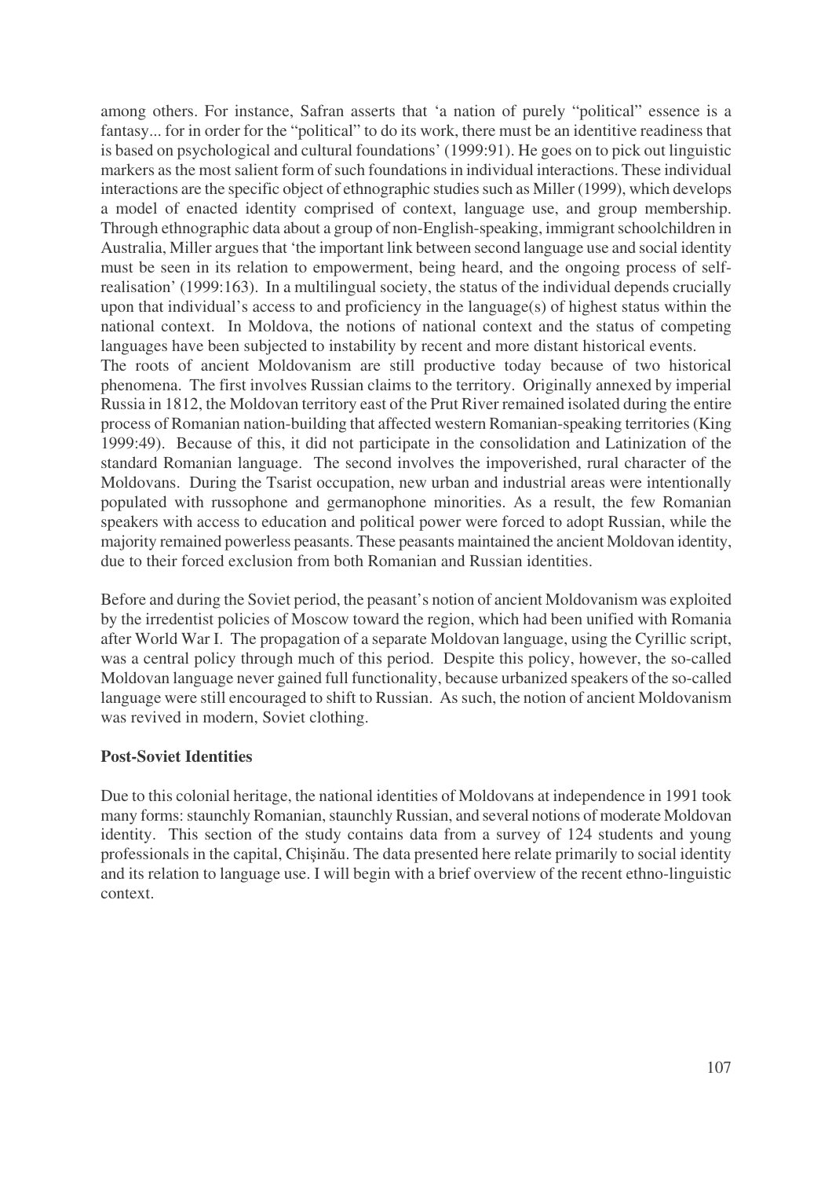among others. For instance, Safran asserts that 'a nation of purely "political" essence is a fantasy... for in order for the "political" to do its work, there must be an identitive readiness that is based on psychological and cultural foundations' (1999:91). He goes on to pick out linguistic markers as the most salient form of such foundations in individual interactions. These individual interactions are the specific object of ethnographic studies such as Miller (1999), which develops a model of enacted identity comprised of context, language use, and group membership. Through ethnographic data about a group of non-English-speaking, immigrant schoolchildren in Australia, Miller argues that 'the important link between second language use and social identity must be seen in its relation to empowerment, being heard, and the ongoing process of self-realisation' (1999:163). In a multilingual society, the status of the individual depends crucially upon that individual's access to and proficiency in the language(s) of highest status within the national context. In Moldova, the notions of national context and the status of competing languages have been subjected to instability by recent and more distant historical events.

The roots of ancient Moldovanism are still productive today because of two historical phenomena. The first involves Russian claims to the territory. Originally annexed by imperial Russia in 1812, the Moldovan territory east of the Prut River remained isolated during the entire process of Romanian nation-building that affected western Romanian-speaking territories (King 1999:49). Because of this, it did not participate in the consolidation and Latinization of the standard Romanian language. The second involves the impoverished, rural character of the Moldovans. During the Tsarist occupation, new urban and industrial areas were intentionally populated with russophone and germanophone minorities. As a result, the few Romanian speakers with access to education and political power were forced to adopt Russian, while the majority remained powerless peasants. These peasants maintained the ancient Moldovan identity, due to their forced exclusion from both Romanian and Russian identities.

Before and during the Soviet period, the peasant's notion of ancient Moldovanism was exploited by the irredentist policies of Moscow toward the region, which had been unified with Romania after World War I. The propagation of a separate Moldovan language, using the Cyrillic script, was a central policy through much of this period. Despite this policy, however, the so-called Moldovan language never gained full functionality, because urbanized speakers of the so-called language were still encouraged to shift to Russian. As such, the notion of ancient Moldovanism was revived in modern, Soviet clothing.

## Post-Soviet Identities

Due to this colonial heritage, the national identities of Moldovans at independence in 1991 took many forms: staunchly Romanian, staunchly Russian, and several notions of moderate Moldovan identity. This section of the study contains data from a survey of 124 students and young professionals in the capital, Chişinău. The data presented here relate primarily to social identity and its relation to language use. I will begin with a brief overview of the recent ethno-linguistic context.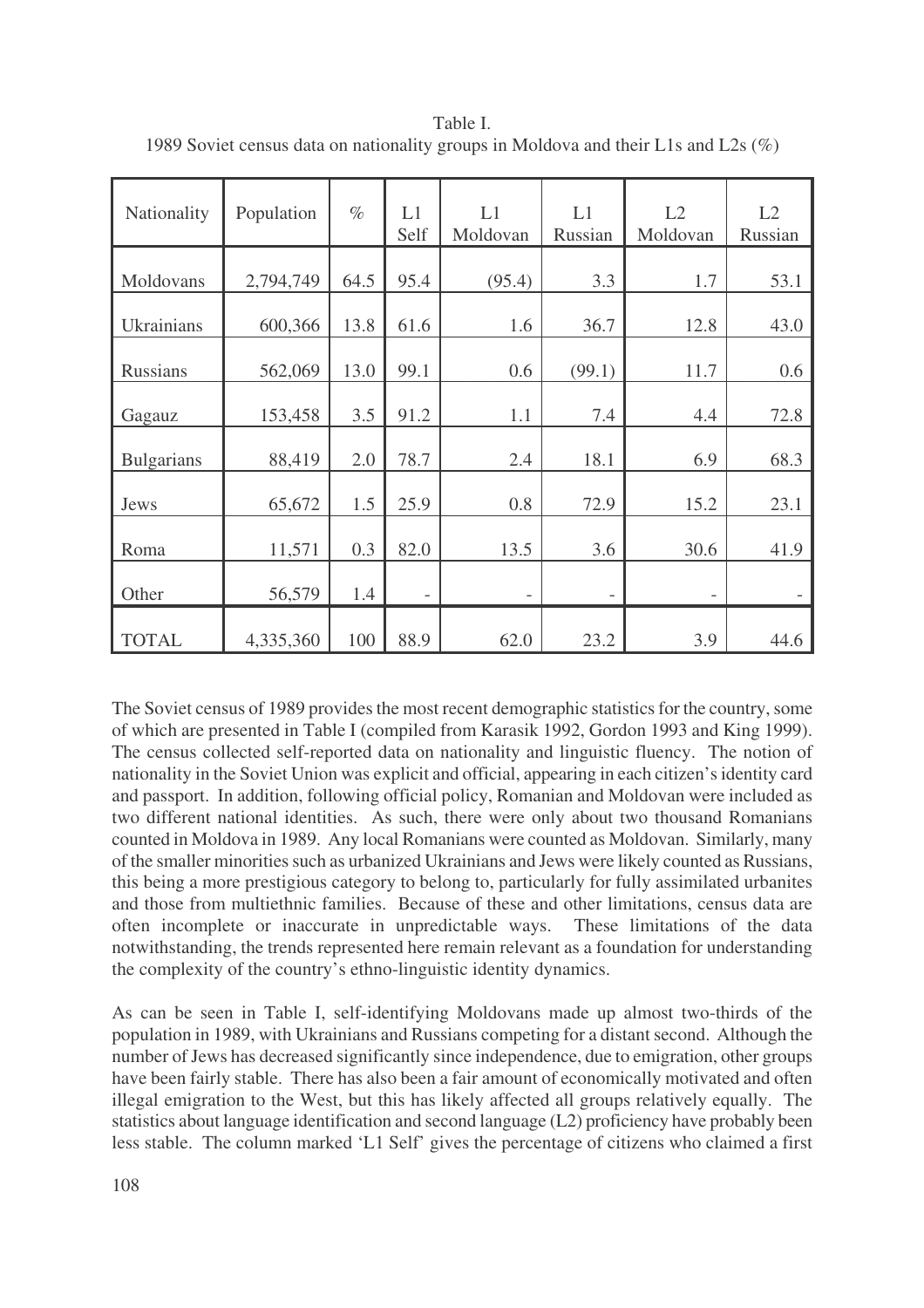Table I.
1989 Soviet census data on nationality groups in Moldova and their L1s and L2s (%)

| Nationality | Population | % | L1 Self | L1 Moldovan | L1 Russian | L2 Moldovan | L2 Russian |
|---|---|---|---|---|---|---|---|
| Moldovans | 2,794,749 | 64.5 | 95.4 | (95.4) | 3.3 | 1.7 | 53.1 |
| Ukrainians | 600,366 | 13.8 | 61.6 | 1.6 | 36.7 | 12.8 | 43.0 |
| Russians | 562,069 | 13.0 | 99.1 | 0.6 | (99.1) | 11.7 | 0.6 |
| Gagauz | 153,458 | 3.5 | 91.2 | 1.1 | 7.4 | 4.4 | 72.8 |
| Bulgarians | 88,419 | 2.0 | 78.7 | 2.4 | 18.1 | 6.9 | 68.3 |
| Jews | 65,672 | 1.5 | 25.9 | 0.8 | 72.9 | 15.2 | 23.1 |
| Roma | 11,571 | 0.3 | 82.0 | 13.5 | 3.6 | 30.6 | 41.9 |
| Other | 56,579 | 1.4 | - | - | - | - | - |
| TOTAL | 4,335,360 | 100 | 88.9 | 62.0 | 23.2 | 3.9 | 44.6 |

The Soviet census of 1989 provides the most recent demographic statistics for the country, some of which are presented in Table I (compiled from Karasik 1992, Gordon 1993 and King 1999). The census collected self-reported data on nationality and linguistic fluency. The notion of nationality in the Soviet Union was explicit and official, appearing in each citizen's identity card and passport. In addition, following official policy, Romanian and Moldovan were included as two different national identities. As such, there were only about two thousand Romanians counted in Moldova in 1989. Any local Romanians were counted as Moldovan. Similarly, many of the smaller minorities such as urbanized Ukrainians and Jews were likely counted as Russians, this being a more prestigious category to belong to, particularly for fully assimilated urbanites and those from multiethnic families. Because of these and other limitations, census data are often incomplete or inaccurate in unpredictable ways. These limitations of the data notwithstanding, the trends represented here remain relevant as a foundation for understanding the complexity of the country's ethno-linguistic identity dynamics.

As can be seen in Table I, self-identifying Moldovans made up almost two-thirds of the population in 1989, with Ukrainians and Russians competing for a distant second. Although the number of Jews has decreased significantly since independence, due to emigration, other groups have been fairly stable. There has also been a fair amount of economically motivated and often illegal emigration to the West, but this has likely affected all groups relatively equally. The statistics about language identification and second language (L2) proficiency have probably been less stable. The column marked 'L1 Self' gives the percentage of citizens who claimed a first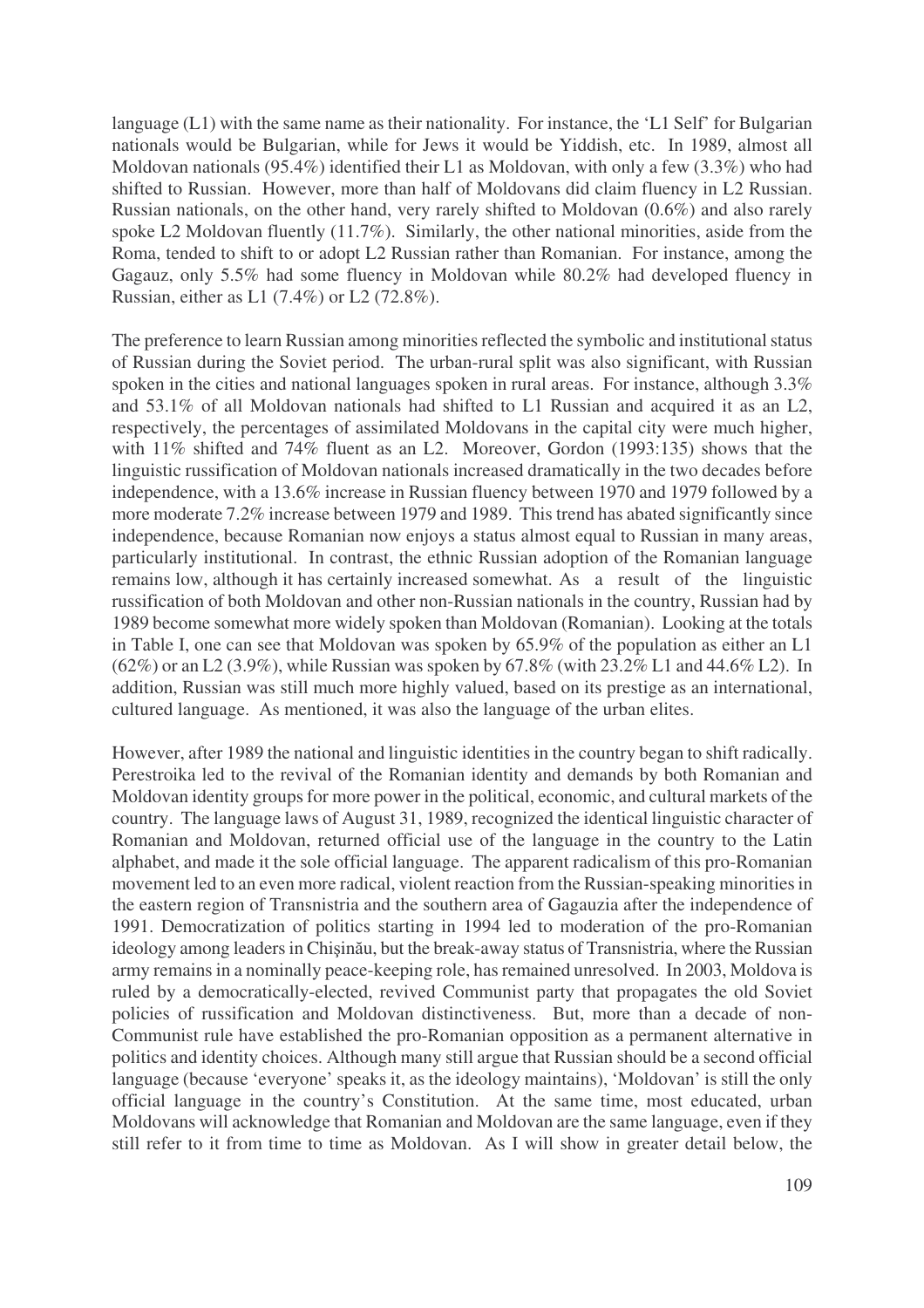language (L1) with the same name as their nationality. For instance, the 'L1 Self' for Bulgarian nationals would be Bulgarian, while for Jews it would be Yiddish, etc. In 1989, almost all Moldovan nationals (95.4%) identified their L1 as Moldovan, with only a few (3.3%) who had shifted to Russian. However, more than half of Moldovans did claim fluency in L2 Russian. Russian nationals, on the other hand, very rarely shifted to Moldovan (0.6%) and also rarely spoke L2 Moldovan fluently (11.7%). Similarly, the other national minorities, aside from the Roma, tended to shift to or adopt L2 Russian rather than Romanian. For instance, among the Gagauz, only 5.5% had some fluency in Moldovan while 80.2% had developed fluency in Russian, either as L1 (7.4%) or L2 (72.8%).

The preference to learn Russian among minorities reflected the symbolic and institutional status of Russian during the Soviet period. The urban-rural split was also significant, with Russian spoken in the cities and national languages spoken in rural areas. For instance, although 3.3% and 53.1% of all Moldovan nationals had shifted to L1 Russian and acquired it as an L2, respectively, the percentages of assimilated Moldovans in the capital city were much higher, with 11% shifted and 74% fluent as an L2. Moreover, Gordon (1993:135) shows that the linguistic russification of Moldovan nationals increased dramatically in the two decades before independence, with a 13.6% increase in Russian fluency between 1970 and 1979 followed by a more moderate 7.2% increase between 1979 and 1989. This trend has abated significantly since independence, because Romanian now enjoys a status almost equal to Russian in many areas, particularly institutional. In contrast, the ethnic Russian adoption of the Romanian language remains low, although it has certainly increased somewhat. As a result of the linguistic russification of both Moldovan and other non-Russian nationals in the country, Russian had by 1989 become somewhat more widely spoken than Moldovan (Romanian). Looking at the totals in Table I, one can see that Moldovan was spoken by 65.9% of the population as either an L1 (62%) or an L2 (3.9%), while Russian was spoken by 67.8% (with 23.2% L1 and 44.6% L2). In addition, Russian was still much more highly valued, based on its prestige as an international, cultured language. As mentioned, it was also the language of the urban elites.

However, after 1989 the national and linguistic identities in the country began to shift radically. Perestroika led to the revival of the Romanian identity and demands by both Romanian and Moldovan identity groups for more power in the political, economic, and cultural markets of the country. The language laws of August 31, 1989, recognized the identical linguistic character of Romanian and Moldovan, returned official use of the language in the country to the Latin alphabet, and made it the sole official language. The apparent radicalism of this pro-Romanian movement led to an even more radical, violent reaction from the Russian-speaking minorities in the eastern region of Transnistria and the southern area of Gagauzia after the independence of 1991. Democratization of politics starting in 1994 led to moderation of the pro-Romanian ideology among leaders in Chişinău, but the break-away status of Transnistria, where the Russian army remains in a nominally peace-keeping role, has remained unresolved. In 2003, Moldova is ruled by a democratically-elected, revived Communist party that propagates the old Soviet policies of russification and Moldovan distinctiveness. But, more than a decade of non-Communist rule have established the pro-Romanian opposition as a permanent alternative in politics and identity choices. Although many still argue that Russian should be a second official language (because 'everyone' speaks it, as the ideology maintains), 'Moldovan' is still the only official language in the country's Constitution. At the same time, most educated, urban Moldovans will acknowledge that Romanian and Moldovan are the same language, even if they still refer to it from time to time as Moldovan. As I will show in greater detail below, the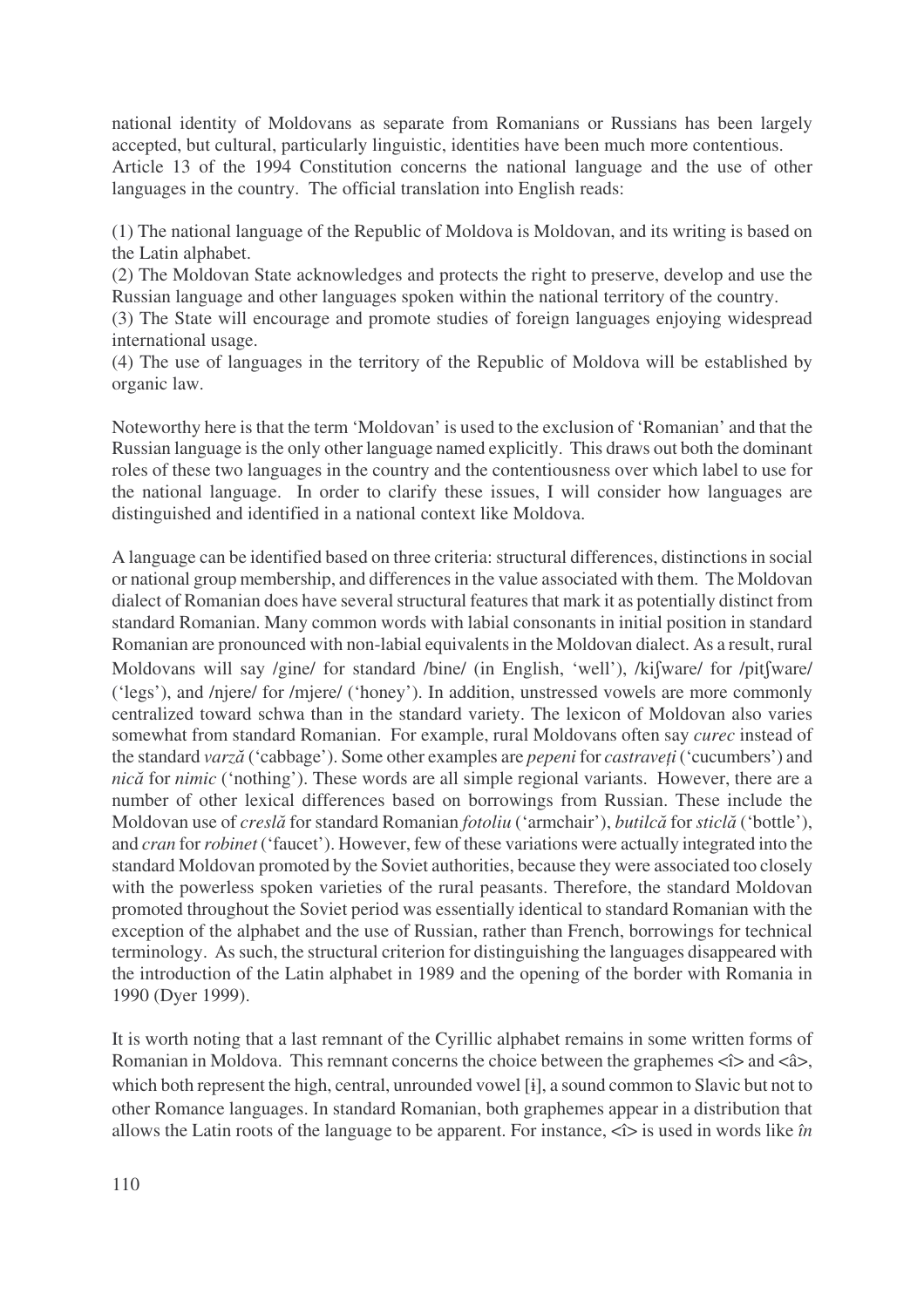national identity of Moldovans as separate from Romanians or Russians has been largely accepted, but cultural, particularly linguistic, identities have been much more contentious. Article 13 of the 1994 Constitution concerns the national language and the use of other languages in the country. The official translation into English reads:

(1) The national language of the Republic of Moldova is Moldovan, and its writing is based on the Latin alphabet.
(2) The Moldovan State acknowledges and protects the right to preserve, develop and use the Russian language and other languages spoken within the national territory of the country.
(3) The State will encourage and promote studies of foreign languages enjoying widespread international usage.
(4) The use of languages in the territory of the Republic of Moldova will be established by organic law.

Noteworthy here is that the term 'Moldovan' is used to the exclusion of 'Romanian' and that the Russian language is the only other language named explicitly. This draws out both the dominant roles of these two languages in the country and the contentiousness over which label to use for the national language. In order to clarify these issues, I will consider how languages are distinguished and identified in a national context like Moldova.

A language can be identified based on three criteria: structural differences, distinctions in social or national group membership, and differences in the value associated with them. The Moldovan dialect of Romanian does have several structural features that mark it as potentially distinct from standard Romanian. Many common words with labial consonants in initial position in standard Romanian are pronounced with non-labial equivalents in the Moldovan dialect. As a result, rural Moldovans will say /gine/ for standard /bine/ (in English, 'well'), /kiʃware/ for /pitʃware/ ('legs'), and /njere/ for /mjere/ ('honey'). In addition, unstressed vowels are more commonly centralized toward schwa than in the standard variety. The lexicon of Moldovan also varies somewhat from standard Romanian. For example, rural Moldovans often say *curec* instead of the standard *varză* ('cabbage'). Some other examples are *pepeni* for *castraveți* ('cucumbers') and *nică* for *nimic* ('nothing'). These words are all simple regional variants. However, there are a number of other lexical differences based on borrowings from Russian. These include the Moldovan use of *creslă* for standard Romanian *fotoliu* ('armchair'), *butilcă* for *sticlă* ('bottle'), and *cran* for *robinet* ('faucet'). However, few of these variations were actually integrated into the standard Moldovan promoted by the Soviet authorities, because they were associated too closely with the powerless spoken varieties of the rural peasants. Therefore, the standard Moldovan promoted throughout the Soviet period was essentially identical to standard Romanian with the exception of the alphabet and the use of Russian, rather than French, borrowings for technical terminology. As such, the structural criterion for distinguishing the languages disappeared with the introduction of the Latin alphabet in 1989 and the opening of the border with Romania in 1990 (Dyer 1999).

It is worth noting that a last remnant of the Cyrillic alphabet remains in some written forms of Romanian in Moldova. This remnant concerns the choice between the graphemes <î> and <â>, which both represent the high, central, unrounded vowel [ɨ], a sound common to Slavic but not to other Romance languages. In standard Romanian, both graphemes appear in a distribution that allows the Latin roots of the language to be apparent. For instance, <î> is used in words like *în*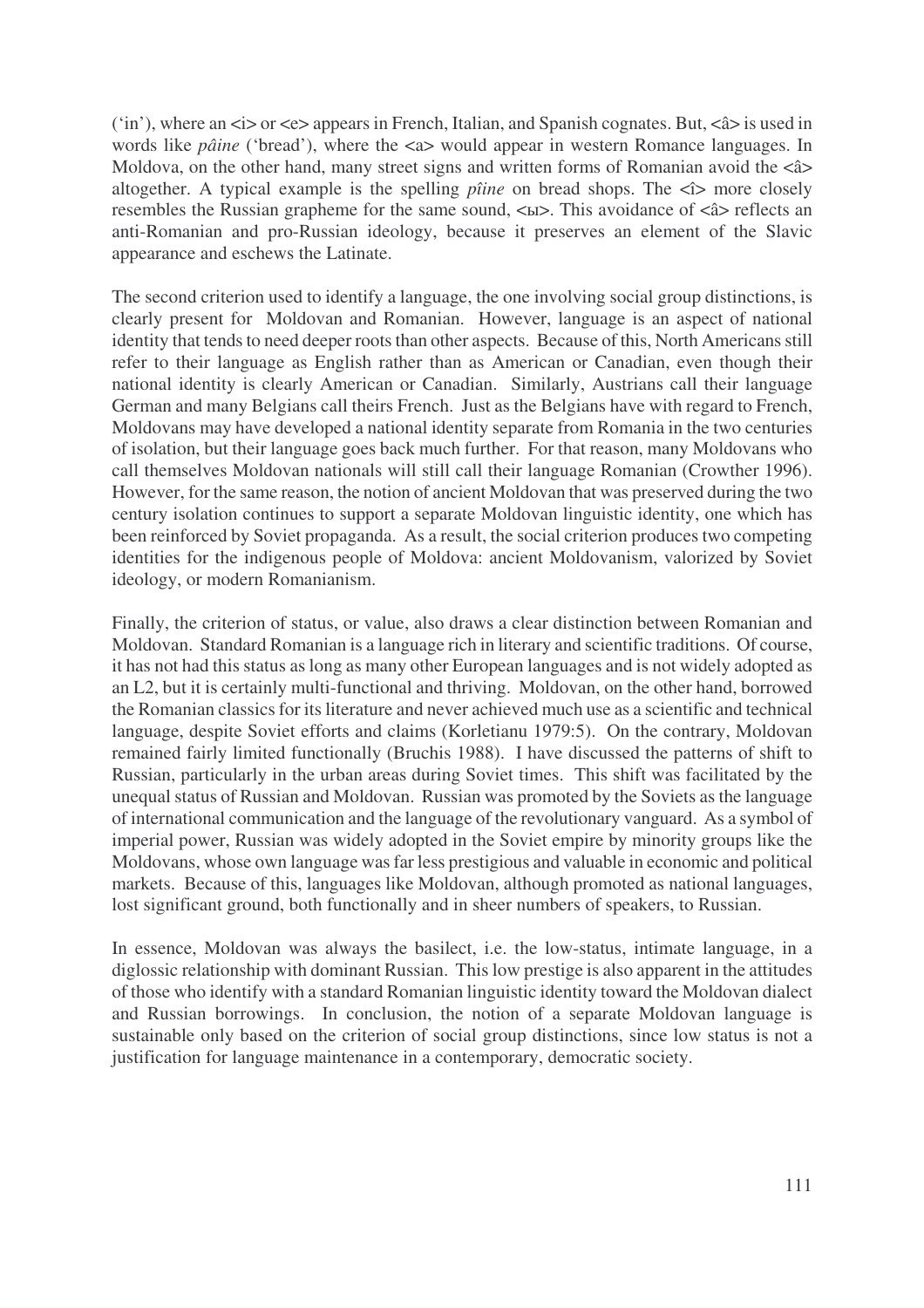('in'), where an <i> or <e> appears in French, Italian, and Spanish cognates. But, <â> is used in words like *pâine* ('bread'), where the <a> would appear in western Romance languages. In Moldova, on the other hand, many street signs and written forms of Romanian avoid the <â> altogether. A typical example is the spelling *pîine* on bread shops. The <î> more closely resembles the Russian grapheme for the same sound, <ы>. This avoidance of <â> reflects an anti-Romanian and pro-Russian ideology, because it preserves an element of the Slavic appearance and eschews the Latinate.

The second criterion used to identify a language, the one involving social group distinctions, is clearly present for Moldovan and Romanian. However, language is an aspect of national identity that tends to need deeper roots than other aspects. Because of this, North Americans still refer to their language as English rather than as American or Canadian, even though their national identity is clearly American or Canadian. Similarly, Austrians call their language German and many Belgians call theirs French. Just as the Belgians have with regard to French, Moldovans may have developed a national identity separate from Romania in the two centuries of isolation, but their language goes back much further. For that reason, many Moldovans who call themselves Moldovan nationals will still call their language Romanian (Crowther 1996). However, for the same reason, the notion of ancient Moldovan that was preserved during the two century isolation continues to support a separate Moldovan linguistic identity, one which has been reinforced by Soviet propaganda. As a result, the social criterion produces two competing identities for the indigenous people of Moldova: ancient Moldovanism, valorized by Soviet ideology, or modern Romanianism.

Finally, the criterion of status, or value, also draws a clear distinction between Romanian and Moldovan. Standard Romanian is a language rich in literary and scientific traditions. Of course, it has not had this status as long as many other European languages and is not widely adopted as an L2, but it is certainly multi-functional and thriving. Moldovan, on the other hand, borrowed the Romanian classics for its literature and never achieved much use as a scientific and technical language, despite Soviet efforts and claims (Korletianu 1979:5). On the contrary, Moldovan remained fairly limited functionally (Bruchis 1988). I have discussed the patterns of shift to Russian, particularly in the urban areas during Soviet times. This shift was facilitated by the unequal status of Russian and Moldovan. Russian was promoted by the Soviets as the language of international communication and the language of the revolutionary vanguard. As a symbol of imperial power, Russian was widely adopted in the Soviet empire by minority groups like the Moldovans, whose own language was far less prestigious and valuable in economic and political markets. Because of this, languages like Moldovan, although promoted as national languages, lost significant ground, both functionally and in sheer numbers of speakers, to Russian.

In essence, Moldovan was always the basilect, i.e. the low-status, intimate language, in a diglossic relationship with dominant Russian. This low prestige is also apparent in the attitudes of those who identify with a standard Romanian linguistic identity toward the Moldovan dialect and Russian borrowings. In conclusion, the notion of a separate Moldovan language is sustainable only based on the criterion of social group distinctions, since low status is not a justification for language maintenance in a contemporary, democratic society.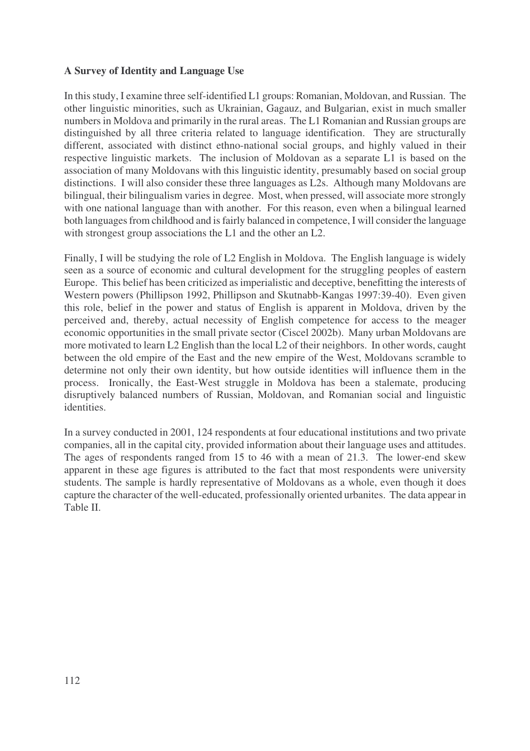**A Survey of Identity and Language Use**

In this study, I examine three self-identified L1 groups: Romanian, Moldovan, and Russian. The other linguistic minorities, such as Ukrainian, Gagauz, and Bulgarian, exist in much smaller numbers in Moldova and primarily in the rural areas. The L1 Romanian and Russian groups are distinguished by all three criteria related to language identification. They are structurally different, associated with distinct ethno-national social groups, and highly valued in their respective linguistic markets. The inclusion of Moldovan as a separate L1 is based on the association of many Moldovans with this linguistic identity, presumably based on social group distinctions. I will also consider these three languages as L2s. Although many Moldovans are bilingual, their bilingualism varies in degree. Most, when pressed, will associate more strongly with one national language than with another. For this reason, even when a bilingual learned both languages from childhood and is fairly balanced in competence, I will consider the language with strongest group associations the L1 and the other an L2.

Finally, I will be studying the role of L2 English in Moldova. The English language is widely seen as a source of economic and cultural development for the struggling peoples of eastern Europe. This belief has been criticized as imperialistic and deceptive, benefitting the interests of Western powers (Phillipson 1992, Phillipson and Skutnabb-Kangas 1997:39-40). Even given this role, belief in the power and status of English is apparent in Moldova, driven by the perceived and, thereby, actual necessity of English competence for access to the meager economic opportunities in the small private sector (Ciscel 2002b). Many urban Moldovans are more motivated to learn L2 English than the local L2 of their neighbors. In other words, caught between the old empire of the East and the new empire of the West, Moldovans scramble to determine not only their own identity, but how outside identities will influence them in the process. Ironically, the East-West struggle in Moldova has been a stalemate, producing disruptively balanced numbers of Russian, Moldovan, and Romanian social and linguistic identities.

In a survey conducted in 2001, 124 respondents at four educational institutions and two private companies, all in the capital city, provided information about their language uses and attitudes. The ages of respondents ranged from 15 to 46 with a mean of 21.3. The lower-end skew apparent in these age figures is attributed to the fact that most respondents were university students. The sample is hardly representative of Moldovans as a whole, even though it does capture the character of the well-educated, professionally oriented urbanites. The data appear in Table II.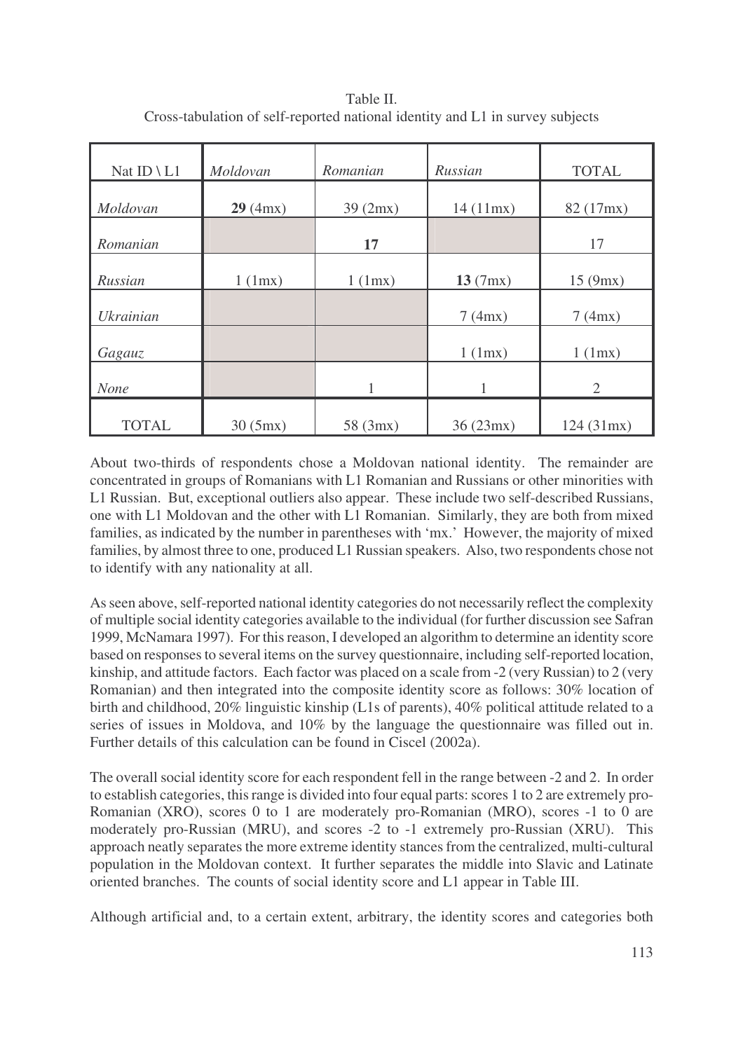Table II.
Cross-tabulation of self-reported national identity and L1 in survey subjects

| Nat ID \ L1 | *Moldovan* | *Romanian* | *Russian* | TOTAL |
|---|---|---|---|---|
| *Moldovan* | **29** (4mx) | 39 (2mx) | 14 (11mx) | 82 (17mx) |
| *Romanian* | | **17** | | 17 |
| *Russian* | 1 (1mx) | 1 (1mx) | **13** (7mx) | 15 (9mx) |
| *Ukrainian* | | | 7 (4mx) | 7 (4mx) |
| *Gagauz* | | | 1 (1mx) | 1 (1mx) |
| *None* | | 1 | 1 | 2 |
| TOTAL | 30 (5mx) | 58 (3mx) | 36 (23mx) | 124 (31mx) |

About two-thirds of respondents chose a Moldovan national identity. The remainder are concentrated in groups of Romanians with L1 Romanian and Russians or other minorities with L1 Russian. But, exceptional outliers also appear. These include two self-described Russians, one with L1 Moldovan and the other with L1 Romanian. Similarly, they are both from mixed families, as indicated by the number in parentheses with 'mx.' However, the majority of mixed families, by almost three to one, produced L1 Russian speakers. Also, two respondents chose not to identify with any nationality at all.

As seen above, self-reported national identity categories do not necessarily reflect the complexity of multiple social identity categories available to the individual (for further discussion see Safran 1999, McNamara 1997). For this reason, I developed an algorithm to determine an identity score based on responses to several items on the survey questionnaire, including self-reported location, kinship, and attitude factors. Each factor was placed on a scale from -2 (very Russian) to 2 (very Romanian) and then integrated into the composite identity score as follows: 30% location of birth and childhood, 20% linguistic kinship (L1s of parents), 40% political attitude related to a series of issues in Moldova, and 10% by the language the questionnaire was filled out in. Further details of this calculation can be found in Ciscel (2002a).

The overall social identity score for each respondent fell in the range between -2 and 2. In order to establish categories, this range is divided into four equal parts: scores 1 to 2 are extremely pro-Romanian (XRO), scores 0 to 1 are moderately pro-Romanian (MRO), scores -1 to 0 are moderately pro-Russian (MRU), and scores -2 to -1 extremely pro-Russian (XRU). This approach neatly separates the more extreme identity stances from the centralized, multi-cultural population in the Moldovan context. It further separates the middle into Slavic and Latinate oriented branches. The counts of social identity score and L1 appear in Table III.

Although artificial and, to a certain extent, arbitrary, the identity scores and categories both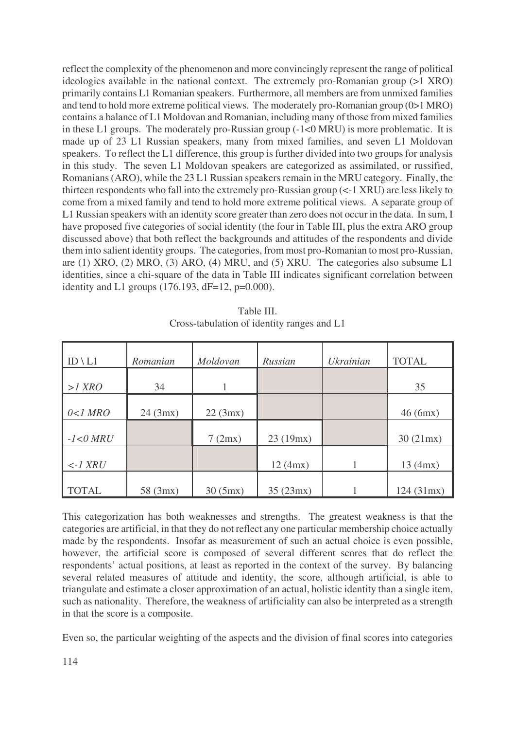reflect the complexity of the phenomenon and more convincingly represent the range of political ideologies available in the national context. The extremely pro-Romanian group (>1 XRO) primarily contains L1 Romanian speakers. Furthermore, all members are from unmixed families and tend to hold more extreme political views. The moderately pro-Romanian group (0>1 MRO) contains a balance of L1 Moldovan and Romanian, including many of those from mixed families in these L1 groups. The moderately pro-Russian group (-1<0 MRU) is more problematic. It is made up of 23 L1 Russian speakers, many from mixed families, and seven L1 Moldovan speakers. To reflect the L1 difference, this group is further divided into two groups for analysis in this study. The seven L1 Moldovan speakers are categorized as assimilated, or russified, Romanians (ARO), while the 23 L1 Russian speakers remain in the MRU category. Finally, the thirteen respondents who fall into the extremely pro-Russian group (<-1 XRU) are less likely to come from a mixed family and tend to hold more extreme political views. A separate group of L1 Russian speakers with an identity score greater than zero does not occur in the data. In sum, I have proposed five categories of social identity (the four in Table III, plus the extra ARO group discussed above) that both reflect the backgrounds and attitudes of the respondents and divide them into salient identity groups. The categories, from most pro-Romanian to most pro-Russian, are (1) XRO, (2) MRO, (3) ARO, (4) MRU, and (5) XRU. The categories also subsume L1 identities, since a chi-square of the data in Table III indicates significant correlation between identity and L1 groups (176.193, dF=12, p=0.000).

Table III.
Cross-tabulation of identity ranges and L1

| ID \ L1 | *Romanian* | *Moldovan* | *Russian* | *Ukrainian* | TOTAL |
|---|---|---|---|---|---|
| *>1 XRO* | 34 | 1 | | | 35 |
| *0<1 MRO* | 24 (3mx) | 22 (3mx) | | | 46 (6mx) |
| *-1<0 MRU* | | 7 (2mx) | 23 (19mx) | | 30 (21mx) |
| *<-1 XRU* | | | 12 (4mx) | 1 | 13 (4mx) |
| TOTAL | 58 (3mx) | 30 (5mx) | 35 (23mx) | 1 | 124 (31mx) |

This categorization has both weaknesses and strengths. The greatest weakness is that the categories are artificial, in that they do not reflect any one particular membership choice actually made by the respondents. Insofar as measurement of such an actual choice is even possible, however, the artificial score is composed of several different scores that do reflect the respondents' actual positions, at least as reported in the context of the survey. By balancing several related measures of attitude and identity, the score, although artificial, is able to triangulate and estimate a closer approximation of an actual, holistic identity than a single item, such as nationality. Therefore, the weakness of artificiality can also be interpreted as a strength in that the score is a composite.

Even so, the particular weighting of the aspects and the division of final scores into categories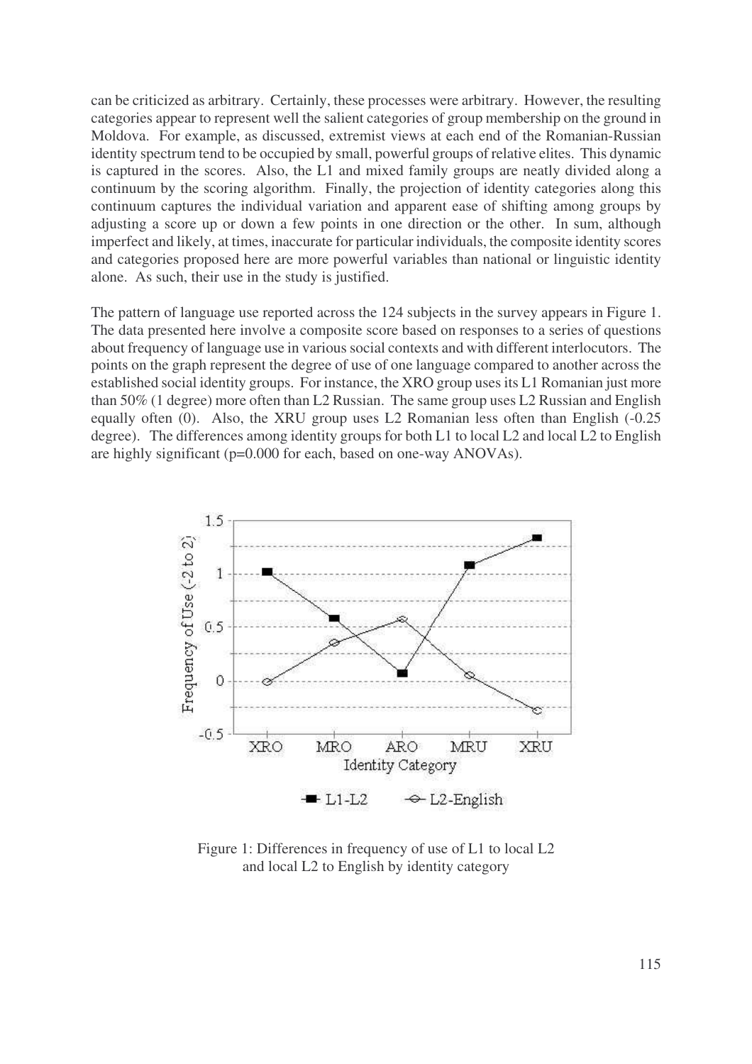can be criticized as arbitrary. Certainly, these processes were arbitrary. However, the resulting categories appear to represent well the salient categories of group membership on the ground in Moldova. For example, as discussed, extremist views at each end of the Romanian-Russian identity spectrum tend to be occupied by small, powerful groups of relative elites. This dynamic is captured in the scores. Also, the L1 and mixed family groups are neatly divided along a continuum by the scoring algorithm. Finally, the projection of identity categories along this continuum captures the individual variation and apparent ease of shifting among groups by adjusting a score up or down a few points in one direction or the other. In sum, although imperfect and likely, at times, inaccurate for particular individuals, the composite identity scores and categories proposed here are more powerful variables than national or linguistic identity alone. As such, their use in the study is justified.

The pattern of language use reported across the 124 subjects in the survey appears in Figure 1. The data presented here involve a composite score based on responses to a series of questions about frequency of language use in various social contexts and with different interlocutors. The points on the graph represent the degree of use of one language compared to another across the established social identity groups. For instance, the XRO group uses its L1 Romanian just more than 50% (1 degree) more often than L2 Russian. The same group uses L2 Russian and English equally often (0). Also, the XRU group uses L2 Romanian less often than English (-0.25 degree). The differences among identity groups for both L1 to local L2 and local L2 to English are highly significant ($p=0.000$ for each, based on one-way ANOVAs).

Figure 1: Differences in frequency of use of L1 to local L2 and local L2 to English by identity category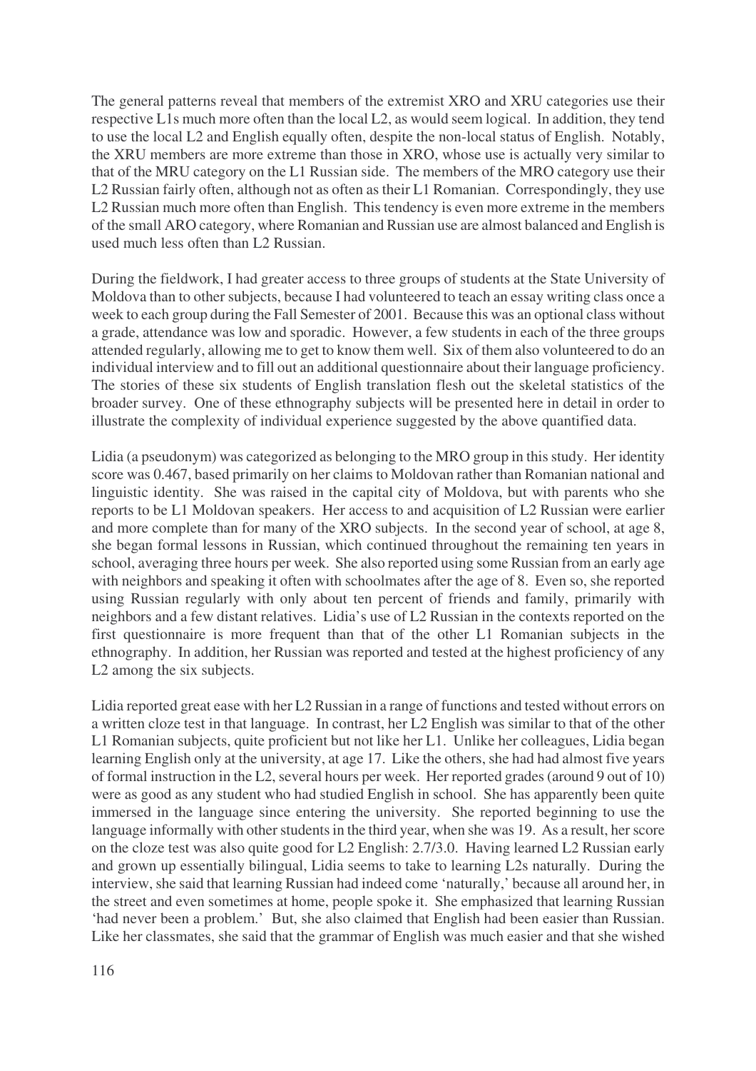The general patterns reveal that members of the extremist XRO and XRU categories use their respective L1s much more often than the local L2, as would seem logical. In addition, they tend to use the local L2 and English equally often, despite the non-local status of English. Notably, the XRU members are more extreme than those in XRO, whose use is actually very similar to that of the MRU category on the L1 Russian side. The members of the MRO category use their L2 Russian fairly often, although not as often as their L1 Romanian. Correspondingly, they use L2 Russian much more often than English. This tendency is even more extreme in the members of the small ARO category, where Romanian and Russian use are almost balanced and English is used much less often than L2 Russian.

During the fieldwork, I had greater access to three groups of students at the State University of Moldova than to other subjects, because I had volunteered to teach an essay writing class once a week to each group during the Fall Semester of 2001. Because this was an optional class without a grade, attendance was low and sporadic. However, a few students in each of the three groups attended regularly, allowing me to get to know them well. Six of them also volunteered to do an individual interview and to fill out an additional questionnaire about their language proficiency. The stories of these six students of English translation flesh out the skeletal statistics of the broader survey. One of these ethnography subjects will be presented here in detail in order to illustrate the complexity of individual experience suggested by the above quantified data.

Lidia (a pseudonym) was categorized as belonging to the MRO group in this study. Her identity score was 0.467, based primarily on her claims to Moldovan rather than Romanian national and linguistic identity. She was raised in the capital city of Moldova, but with parents who she reports to be L1 Moldovan speakers. Her access to and acquisition of L2 Russian were earlier and more complete than for many of the XRO subjects. In the second year of school, at age 8, she began formal lessons in Russian, which continued throughout the remaining ten years in school, averaging three hours per week. She also reported using some Russian from an early age with neighbors and speaking it often with schoolmates after the age of 8. Even so, she reported using Russian regularly with only about ten percent of friends and family, primarily with neighbors and a few distant relatives. Lidia's use of L2 Russian in the contexts reported on the first questionnaire is more frequent than that of the other L1 Romanian subjects in the ethnography. In addition, her Russian was reported and tested at the highest proficiency of any L2 among the six subjects.

Lidia reported great ease with her L2 Russian in a range of functions and tested without errors on a written cloze test in that language. In contrast, her L2 English was similar to that of the other L1 Romanian subjects, quite proficient but not like her L1. Unlike her colleagues, Lidia began learning English only at the university, at age 17. Like the others, she had had almost five years of formal instruction in the L2, several hours per week. Her reported grades (around 9 out of 10) were as good as any student who had studied English in school. She has apparently been quite immersed in the language since entering the university. She reported beginning to use the language informally with other students in the third year, when she was 19. As a result, her score on the cloze test was also quite good for L2 English: 2.7/3.0. Having learned L2 Russian early and grown up essentially bilingual, Lidia seems to take to learning L2s naturally. During the interview, she said that learning Russian had indeed come 'naturally,' because all around her, in the street and even sometimes at home, people spoke it. She emphasized that learning Russian 'had never been a problem.' But, she also claimed that English had been easier than Russian. Like her classmates, she said that the grammar of English was much easier and that she wished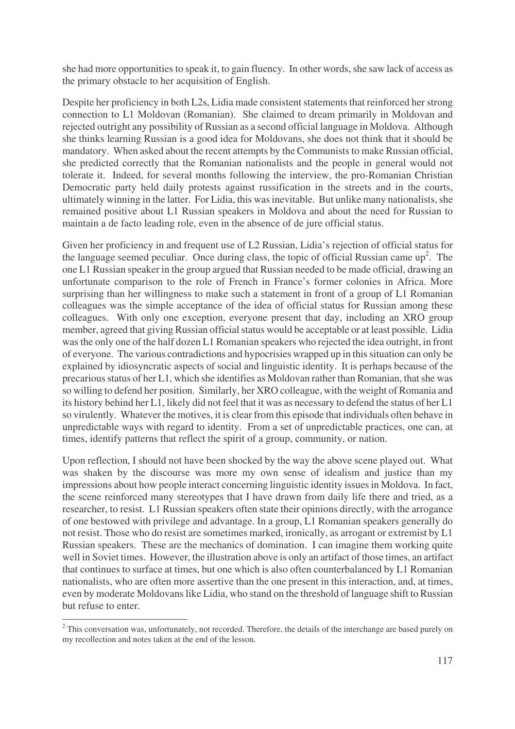she had more opportunities to speak it, to gain fluency. In other words, she saw lack of access as the primary obstacle to her acquisition of English.

Despite her proficiency in both L2s, Lidia made consistent statements that reinforced her strong connection to L1 Moldovan (Romanian). She claimed to dream primarily in Moldovan and rejected outright any possibility of Russian as a second official language in Moldova. Although she thinks learning Russian is a good idea for Moldovans, she does not think that it should be mandatory. When asked about the recent attempts by the Communists to make Russian official, she predicted correctly that the Romanian nationalists and the people in general would not tolerate it. Indeed, for several months following the interview, the pro-Romanian Christian Democratic party held daily protests against russification in the streets and in the courts, ultimately winning in the latter. For Lidia, this was inevitable. But unlike many nationalists, she remained positive about L1 Russian speakers in Moldova and about the need for Russian to maintain a de facto leading role, even in the absence of de jure official status.

Given her proficiency in and frequent use of L2 Russian, Lidia's rejection of official status for the language seemed peculiar. Once during class, the topic of official Russian came up[2]. The one L1 Russian speaker in the group argued that Russian needed to be made official, drawing an unfortunate comparison to the role of French in France's former colonies in Africa. More surprising than her willingness to make such a statement in front of a group of L1 Romanian colleagues was the simple acceptance of the idea of official status for Russian among these colleagues. With only one exception, everyone present that day, including an XRO group member, agreed that giving Russian official status would be acceptable or at least possible. Lidia was the only one of the half dozen L1 Romanian speakers who rejected the idea outright, in front of everyone. The various contradictions and hypocrisies wrapped up in this situation can only be explained by idiosyncratic aspects of social and linguistic identity. It is perhaps because of the precarious status of her L1, which she identifies as Moldovan rather than Romanian, that she was so willing to defend her position. Similarly, her XRO colleague, with the weight of Romania and its history behind her L1, likely did not feel that it was as necessary to defend the status of her L1 so virulently. Whatever the motives, it is clear from this episode that individuals often behave in unpredictable ways with regard to identity. From a set of unpredictable practices, one can, at times, identify patterns that reflect the spirit of a group, community, or nation.

Upon reflection, I should not have been shocked by the way the above scene played out. What was shaken by the discourse was more my own sense of idealism and justice than my impressions about how people interact concerning linguistic identity issues in Moldova. In fact, the scene reinforced many stereotypes that I have drawn from daily life there and tried, as a researcher, to resist. L1 Russian speakers often state their opinions directly, with the arrogance of one bestowed with privilege and advantage. In a group, L1 Romanian speakers generally do not resist. Those who do resist are sometimes marked, ironically, as arrogant or extremist by L1 Russian speakers. These are the mechanics of domination. I can imagine them working quite well in Soviet times. However, the illustration above is only an artifact of those times, an artifact that continues to surface at times, but one which is also often counterbalanced by L1 Romanian nationalists, who are often more assertive than the one present in this interaction, and, at times, even by moderate Moldovans like Lidia, who stand on the threshold of language shift to Russian but refuse to enter.

[2] This conversation was, unfortunately, not recorded. Therefore, the details of the interchange are based purely on my recollection and notes taken at the end of the lesson.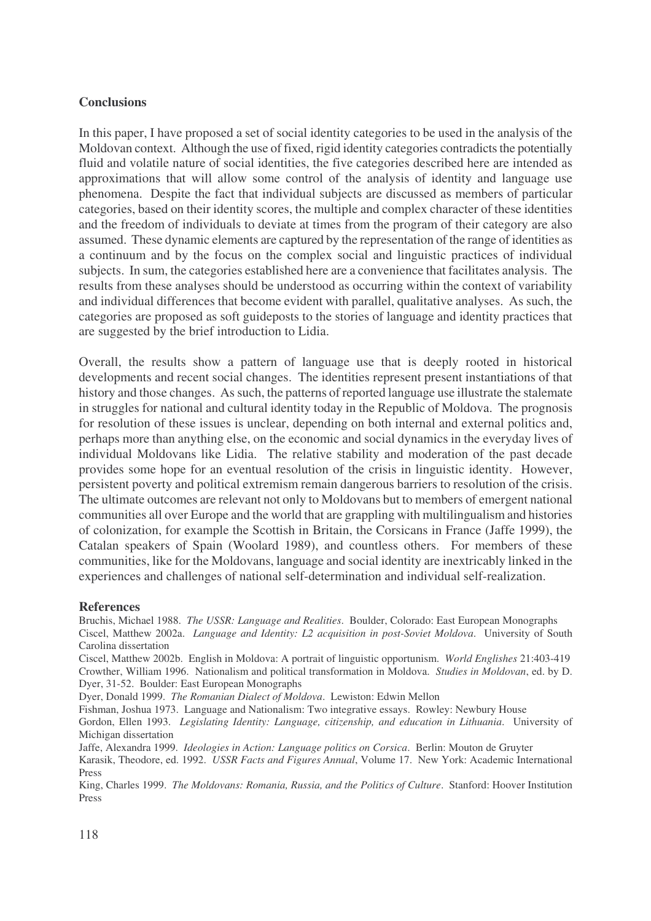## Conclusions

In this paper, I have proposed a set of social identity categories to be used in the analysis of the Moldovan context. Although the use of fixed, rigid identity categories contradicts the potentially fluid and volatile nature of social identities, the five categories described here are intended as approximations that will allow some control of the analysis of identity and language use phenomena. Despite the fact that individual subjects are discussed as members of particular categories, based on their identity scores, the multiple and complex character of these identities and the freedom of individuals to deviate at times from the program of their category are also assumed. These dynamic elements are captured by the representation of the range of identities as a continuum and by the focus on the complex social and linguistic practices of individual subjects. In sum, the categories established here are a convenience that facilitates analysis. The results from these analyses should be understood as occurring within the context of variability and individual differences that become evident with parallel, qualitative analyses. As such, the categories are proposed as soft guideposts to the stories of language and identity practices that are suggested by the brief introduction to Lidia.

Overall, the results show a pattern of language use that is deeply rooted in historical developments and recent social changes. The identities represent present instantiations of that history and those changes. As such, the patterns of reported language use illustrate the stalemate in struggles for national and cultural identity today in the Republic of Moldova. The prognosis for resolution of these issues is unclear, depending on both internal and external politics and, perhaps more than anything else, on the economic and social dynamics in the everyday lives of individual Moldovans like Lidia. The relative stability and moderation of the past decade provides some hope for an eventual resolution of the crisis in linguistic identity. However, persistent poverty and political extremism remain dangerous barriers to resolution of the crisis. The ultimate outcomes are relevant not only to Moldovans but to members of emergent national communities all over Europe and the world that are grappling with multilingualism and histories of colonization, for example the Scottish in Britain, the Corsicans in France (Jaffe 1999), the Catalan speakers of Spain (Woolard 1989), and countless others. For members of these communities, like for the Moldovans, language and social identity are inextricably linked in the experiences and challenges of national self-determination and individual self-realization.

### References

Bruchis, Michael 1988. *The USSR: Language and Realities*. Boulder, Colorado: East European Monographs

Ciscel, Matthew 2002a. *Language and Identity: L2 acquisition in post-Soviet Moldova*. University of South Carolina dissertation

Ciscel, Matthew 2002b. English in Moldova: A portrait of linguistic opportunism. *World Englishes* 21:403-419

Crowther, William 1996. Nationalism and political transformation in Moldova. *Studies in Moldovan*, ed. by D. Dyer, 31-52. Boulder: East European Monographs

Dyer, Donald 1999. *The Romanian Dialect of Moldova*. Lewiston: Edwin Mellon

Fishman, Joshua 1973. Language and Nationalism: Two integrative essays. Rowley: Newbury House

Gordon, Ellen 1993. *Legislating Identity: Language, citizenship, and education in Lithuania*. University of Michigan dissertation

Jaffe, Alexandra 1999. *Ideologies in Action: Language politics on Corsica*. Berlin: Mouton de Gruyter

Karasik, Theodore, ed. 1992. *USSR Facts and Figures Annual*, Volume 17. New York: Academic International Press

King, Charles 1999. *The Moldovans: Romania, Russia, and the Politics of Culture*. Stanford: Hoover Institution Press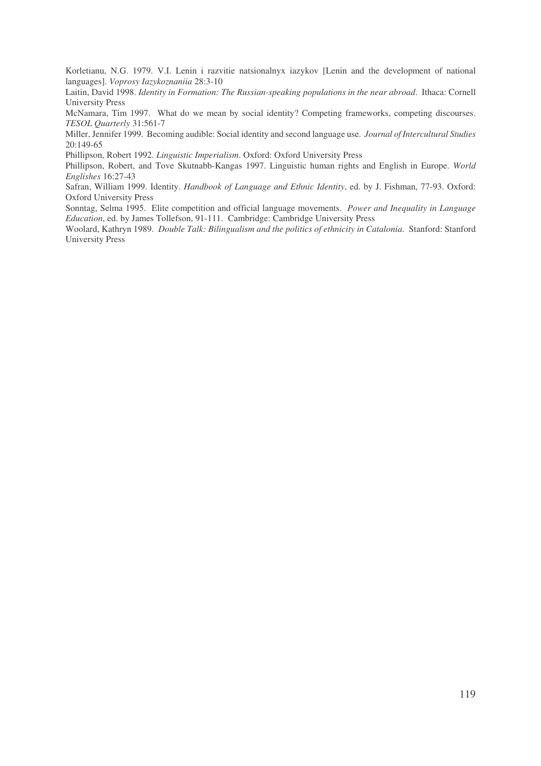Korletianu, N.G. 1979. V.I. Lenin i razvitie natsionalnyx iazykov [Lenin and the development of national languages]. *Voprosy Iazykoznaniia* 28:3-10

Laitin, David 1998. *Identity in Formation: The Russian-speaking populations in the near abroad*. Ithaca: Cornell University Press

McNamara, Tim 1997. What do we mean by social identity? Competing frameworks, competing discourses. *TESOL Quarterly* 31:561-7

Miller, Jennifer 1999. Becoming audible: Social identity and second language use. *Journal of Intercultural Studies* 20:149-65

Phillipson, Robert 1992. *Linguistic Imperialism*. Oxford: Oxford University Press

Phillipson, Robert, and Tove Skutnabb-Kangas 1997. Linguistic human rights and English in Europe. *World Englishes* 16:27-43

Safran, William 1999. Identity. *Handbook of Language and Ethnic Identity*, ed. by J. Fishman, 77-93. Oxford: Oxford University Press

Sonntag, Selma 1995. Elite competition and official language movements. *Power and Inequality in Language Education*, ed. by James Tollefson, 91-111. Cambridge: Cambridge University Press

Woolard, Kathryn 1989. *Double Talk: Bilingualism and the politics of ethnicity in Catalonia*. Stanford: Stanford University Press